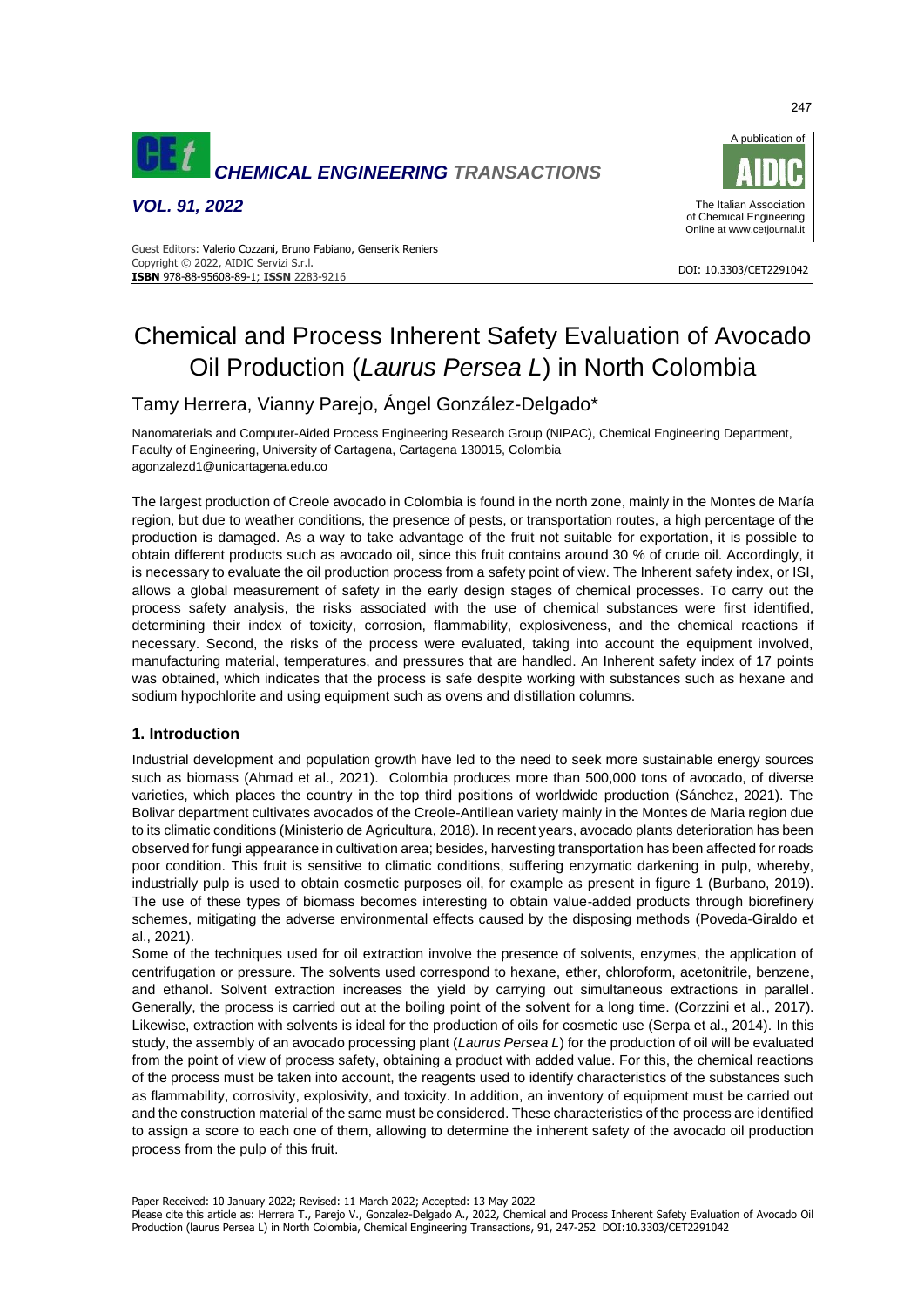# Chemical and Process Inherent Safety Evaluation of Avocado Oil Production (*Laurus Persea L*) in North Colombia

Tamy Herrera, Vianny Parejo, Ángel González-Delgado*

Nanomaterials and Computer-Aided Process Engineering Research Group (NIPAC), Chemical Engineering Department, Faculty of Engineering, University of Cartagena, Cartagena 130015, Colombia
agonzalezd1@unicartagena.edu.co

The largest production of Creole avocado in Colombia is found in the north zone, mainly in the Montes de María region, but due to weather conditions, the presence of pests, or transportation routes, a high percentage of the production is damaged. As a way to take advantage of the fruit not suitable for exportation, it is possible to obtain different products such as avocado oil, since this fruit contains around 30 % of crude oil. Accordingly, it is necessary to evaluate the oil production process from a safety point of view. The Inherent safety index, or ISI, allows a global measurement of safety in the early stages of chemical processes. To carry out the process safety analysis, the risks associated with the use of chemical substances were first identified, determining their index of toxicity, corrosion, flammability, explosiveness, and the chemical reactions if necessary. Second, the risks of the process were evaluated, taking into account the equipment involved, manufacturing material, temperatures, and pressures that are handled. An Inherent safety index of 17 points was obtained, which indicates that the process is safe despite working with substances such as hexane and sodium hypochlorite and using equipment such as ovens and distillation columns.

## 1. Introduction

Industrial development and population growth have led to the need to seek more sustainable energy sources such as biomass (Ahmad et al., 2021). Colombia produces more than 500,000 tons of avocado, of diverse varieties, which places the country in the top third positions of worldwide production (Sánchez, 2021). The Bolivar department cultivates avocados of the Creole-Antillean variety mainly in the Montes de Maria region due to its climatic conditions (Ministerio de Agricultura, 2018). In recent years, avocado plants deterioration has been observed for fungi appearance in cultivation area; besides, harvesting transportation has been affected for roads poor condition. This fruit is sensitive to climatic conditions, suffering enzymatic darkening in pulp, whereby, industrially pulp is used to obtain cosmetic purposes oil, for example as present in figure 1 (Burbano, 2019). The use of these types of biomass becomes interesting to obtain value-added products through biorefinery schemes, mitigating the adverse environmental effects caused by the disposing methods (Poveda-Giraldo et al., 2021).

Some of the techniques used for oil extraction involve the presence of solvents, enzymes, the application of centrifugation or pressure. The solvents used correspond to hexane, ether, chloroform, acetonitrile, benzene, and ethanol. Solvent extraction increases the yield by carrying out simultaneous extractions in parallel. Generally, the process is carried out at the boiling point of the solvent for a long time. (Corzzini et al., 2017). Likewise, extraction with solvents is ideal for the production of oils for cosmetic use (Serpa et al., 2014). In this study, the assembly of an avocado processing plant (*Laurus Persea L*) for the production of oil will be evaluated from the point of view of process safety, obtaining a product with added value. For this, the chemical reactions of the process must be taken into account, the reagents used to identify characteristics of the substances such as flammability, corrosivity, explosivity, and toxicity. In addition, an inventory of equipment must be carried out and the construction material of the same must be considered. These characteristics of the process are identified to assign a score to each one of them, allowing to determine the inherent safety of the avocado oil production process from the pulp of this fruit.

Paper Received: 10 January 2022; Revised: 11 March 2022; Accepted: 13 May 2022
Please cite this article as: Herrera T., Parejo V., Gonzalez-Delgado A., 2022, Chemical and Process Inherent Safety Evaluation of Avocado Oil Production (laurus Persea L) in North Colombia, Chemical Engineering Transactions, 91, 247-252 DOI:10.3303/CET2291042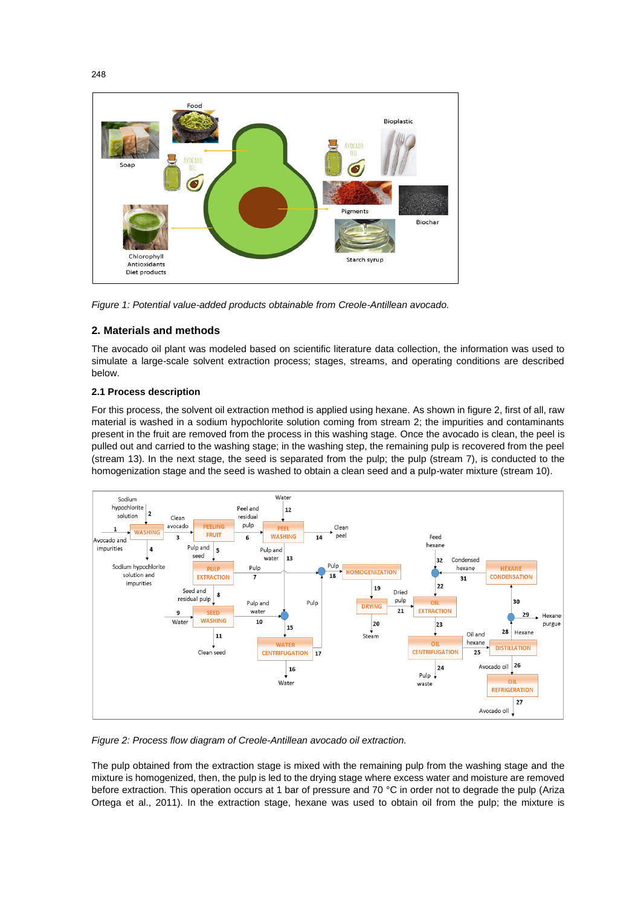*Figure 1: Potential value-added products obtainable from Creole-Antillean avocado.*

## 2. Materials and methods

The avocado oil plant was modeled based on scientific literature data collection, the information was used to simulate a large-scale solvent extraction process; stages, streams, and operating conditions are described below.

### 2.1 Process description

For this process, the solvent oil extraction method is applied using hexane. As shown in figure 2, first of all, raw material is washed in a sodium hypochlorite solution coming from stream 2; the impurities and contaminants present in the fruit are removed from the process in this washing stage. Once the avocado is clean, the peel is pulled out and carried to the washing stage; in the washing step, the remaining pulp is recovered from the peel (stream 13). In the next stage, the seed is separated from the pulp; the pulp (stream 7), is conducted to the homogenization stage and the seed is washed to obtain a clean seed and a pulp-water mixture (stream 10).

*Figure 2: Process flow diagram of Creole-Antillean avocado oil extraction.*

The pulp obtained from the extraction stage is mixed with the remaining pulp from the washing stage and the mixture is homogenized, then, the pulp is led to the drying stage where excess water and moisture are removed before extraction. This operation occurs at 1 bar of pressure and 70 °C in order not to degrade the pulp (Ariza Ortega et al., 2011). In the extraction stage, hexane was used to obtain oil from the pulp; the mixture is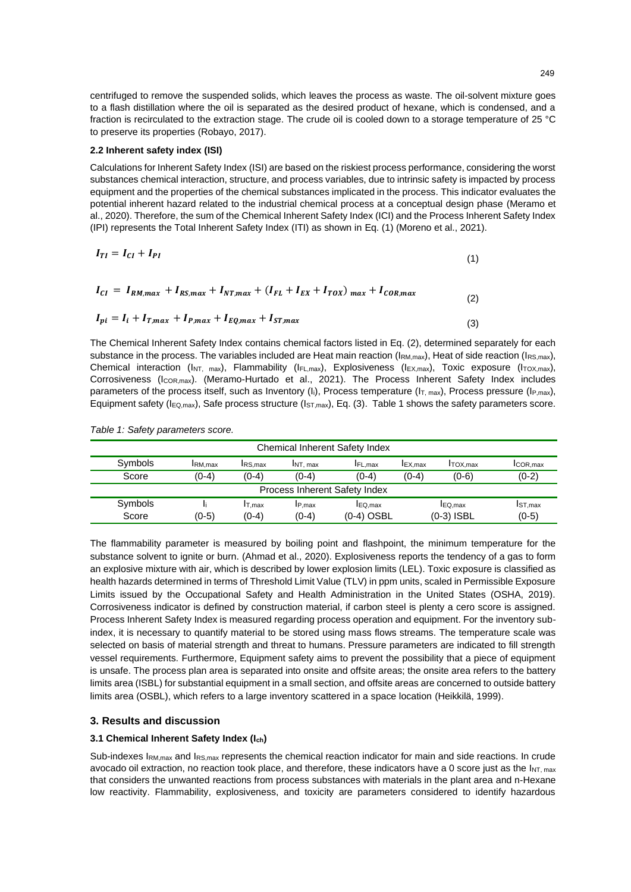centrifuged to remove the suspended solids, which leaves the process as waste. The oil-solvent mixture goes to a flash distillation where the oil is separated as the desired product of hexane, which is condensed, and a fraction is recirculated to the extraction stage. The crude oil is cooled down to a storage temperature of 25 °C to preserve its properties (Robayo, 2017).

### 2.2 Inherent safety index (ISI)

Calculations for Inherent Safety Index (ISI) are based on the riskiest process performance, considering the worst substances chemical interaction, structure, and process variables, due to intrinsic safety is impacted by process equipment and the properties of the chemical substances implicated in the process. This indicator evaluates the potential inherent hazard related to the industrial chemical process at a conceptual design phase (Meramo et al., 2020). Therefore, the sum of the Chemical Inherent Safety Index (ICI) and the Process Inherent Safety Index (IPI) represents the Total Inherent Safety Index (ITI) as shown in Eq. (1) (Moreno et al., 2021).

$$I_{TI} = I_{CI} + I_{PI} \tag{1}$$

$$I_{CI} = I_{RM,max} + I_{RS,max} + I_{NT,max} + (I_{FL} + I_{EX} + I_{TOX})_{max} + I_{COR,max} \tag{2}$$

$$I_{pi} = I_i + I_{T,max} + I_{P,max} + I_{EQ,max} + I_{ST,max} \tag{3}$$

The Chemical Inherent Safety Index contains chemical factors listed in Eq. (2), determined separately for each substance in the process. The variables included are Heat main reaction ($I_{RM,max}$), Heat of side reaction ($I_{RS,max}$), Chemical interaction ($I_{NT,\ max}$), Flammability ($I_{FL,max}$), Explosiveness ($I_{EX,max}$), Toxic exposure ($I_{TOX,max}$), Corrosiveness ($I_{COR,max}$). (Meramo-Hurtado et al., 2021). The Process Inherent Safety Index includes parameters of the process itself, such as Inventory ($I_i$), Process temperature ($I_{T,\ max}$), Process pressure ($I_{P,max}$), Equipment safety ($I_{EQ,max}$), Safe process structure ($I_{ST,max}$), Eq. (3). Table 1 shows the safety parameters score.

*Table 1: Safety parameters score.*

| Chemical Inherent Safety Index | | | | | | | |
|---|---|---|---|---|---|---|---|
| Symbols | $I_{RM,max}$ | $I_{RS,max}$ | $I_{NT,\ max}$ | $I_{FL,max}$ | $I_{EX,max}$ | $I_{TOX,max}$ | $I_{COR,max}$ |
| Score | (0-4) | (0-4) | (0-4) | (0-4) | (0-4) | (0-6) | (0-2) |
| **Process Inherent Safety Index** | | | | | | | |
| Symbols | $I_i$ | $I_{T,max}$ | $I_{P,max}$ | $I_{EQ,max}$ | | $I_{EQ,max}$ | $I_{ST,max}$ |
| Score | (0-5) | (0-4) | (0-4) | (0-4) OSBL | | (0-3) ISBL | (0-5) |

The flammability parameter is measured by boiling point and flashpoint, the minimum temperature for the substance solvent to ignite or burn. (Ahmad et al., 2020). Explosiveness reports the tendency of a gas to form an explosive mixture with air, which is described by lower explosion limits (LEL). Toxic exposure is classified as health hazards determined in terms of Threshold Limit Value (TLV) in ppm units, scaled in Permissible Exposure Limits issued by the Occupational Safety and Health Administration in the United States (OSHA, 2019). Corrosiveness indicator is defined by construction material, if carbon steel is plenty a cero score is assigned. Process Inherent Safety Index is measured regarding process operation and equipment. For the inventory sub-index, it is necessary to quantify material to be stored using mass flows streams. The temperature scale was selected on basis of material strength and threat to humans. Pressure parameters are indicated to fill strength vessel requirements. Furthermore, Equipment safety aims to prevent the possibility that a piece of equipment is unsafe. The process plan area is separated into onsite and offsite areas; the onsite area refers to the battery limits area (ISBL) for substantial equipment in a small section, and offsite areas are concerned to outside battery limits area (OSBL), which refers to a large inventory scattered in a space location (Heikkilä, 1999).

## 3. Results and discussion

### 3.1 Chemical Inherent Safety Index ($I_{ch}$)

Sub-indexes $I_{RM,max}$ and $I_{RS,max}$ represents the chemical reaction indicator for main and side reactions. In crude avocado oil extraction, no reaction took place, and therefore, these indicators have a 0 score just as the $I_{NT,\ max}$ that considers the unwanted reactions from process substances with materials in the plant area and n-Hexane low reactivity. Flammability, explosiveness, and toxicity are parameters considered to identify hazardous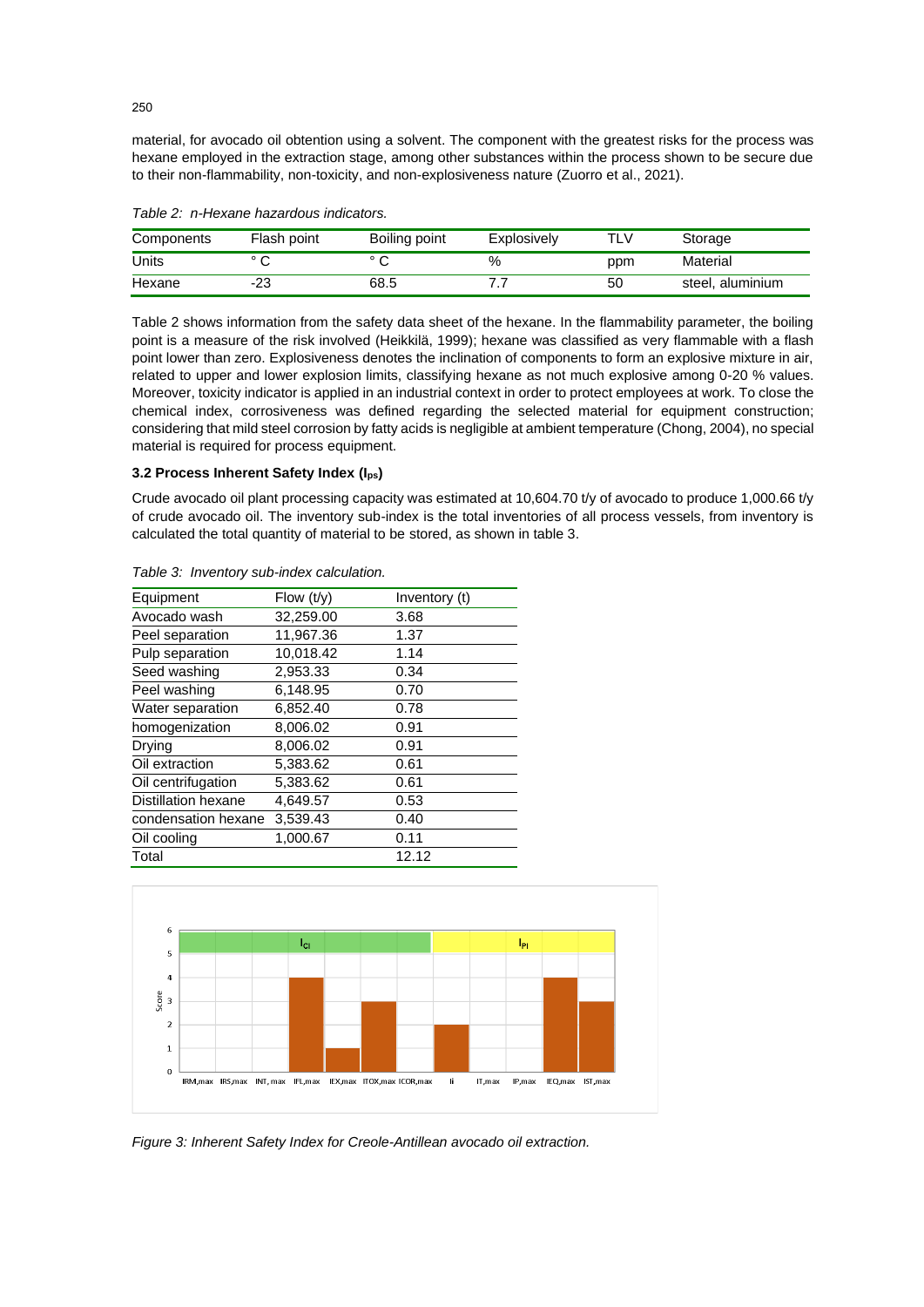material, for avocado oil obtention using a solvent. The component with the greatest risks for the process was hexane employed in the extraction stage, among other substances within the process shown to be secure due to their non-flammability, non-toxicity, and non-explosiveness nature (Zuorro et al., 2021).

*Table 2: n-Hexane hazardous indicators.*

| Components | Flash point | Boiling point | Explosively | TLV | Storage |
|---|---|---|---|---|---|
| Units | ° C | ° C | % | ppm | Material |
| Hexane | -23 | 68.5 | 7.7 | 50 | steel, aluminium |

Table 2 shows information from the safety data sheet of the hexane. In the flammability parameter, the boiling point is a measure of the risk involved (Heikkilä, 1999); hexane was classified as very flammable with a flash point lower than zero. Explosiveness denotes the inclination of components to form an explosive mixture in air, related to upper and lower explosion limits, classifying hexane as not much explosive among 0-20 % values. Moreover, toxicity indicator is applied in an industrial context in order to protect employees at work. To close the chemical index, corrosiveness was defined regarding the selected material for equipment construction; considering that mild steel corrosion by fatty acids is negligible at ambient temperature (Chong, 2004), no special material is required for process equipment.

### 3.2 Process Inherent Safety Index ($I_{ps}$)

Crude avocado oil plant processing capacity was estimated at 10,604.70 t/y of avocado to produce 1,000.66 t/y of crude avocado oil. The inventory sub-index is the total inventories of all process vessels, from inventory is calculated the total quantity of material to be stored, as shown in table 3.

*Table 3: Inventory sub-index calculation.*

| Equipment | Flow (t/y) | Inventory (t) |
|---|---|---|
| Avocado wash | 32,259.00 | 3.68 |
| Peel separation | 11,967.36 | 1.37 |
| Pulp separation | 10,018.42 | 1.14 |
| Seed washing | 2,953.33 | 0.34 |
| Peel washing | 6,148.95 | 0.70 |
| Water separation | 6,852.40 | 0.78 |
| homogenization | 8,006.02 | 0.91 |
| Drying | 8,006.02 | 0.91 |
| Oil extraction | 5,383.62 | 0.61 |
| Oil centrifugation | 5,383.62 | 0.61 |
| Distillation hexane | 4,649.57 | 0.53 |
| condensation hexane | 3,539.43 | 0.40 |
| Oil cooling | 1,000.67 | 0.11 |
| Total | | 12.12 |

*Figure 3: Inherent Safety Index for Creole-Antillean avocado oil extraction.*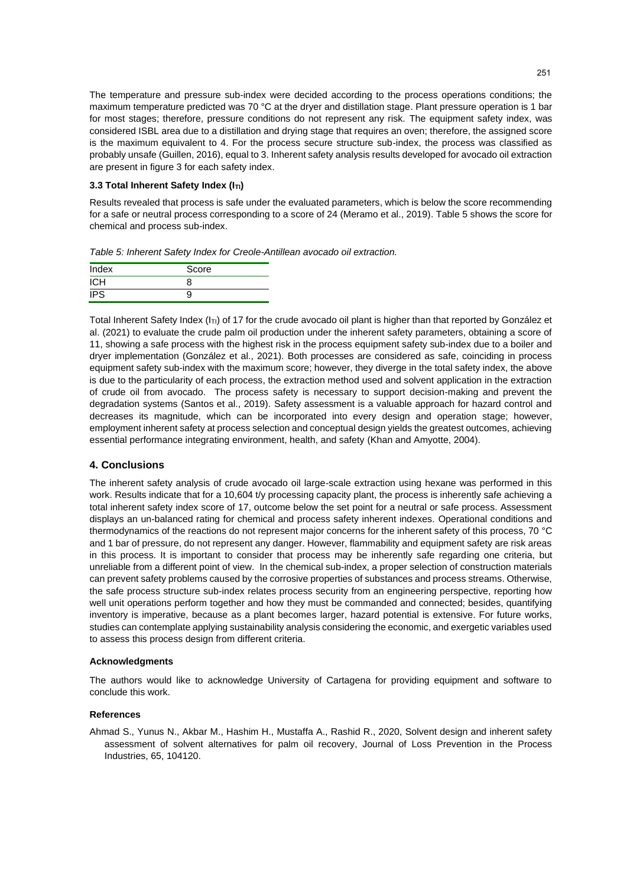The temperature and pressure sub-index were decided according to the process operations conditions; the maximum temperature predicted was 70 °C at the dryer and distillation stage. Plant pressure operation is 1 bar for most stages; therefore, pressure conditions do not represent any risk. The equipment safety index, was considered ISBL area due to a distillation and drying stage that requires an oven; therefore, the assigned score is the maximum equivalent to 4. For the process secure structure sub-index, the process was classified as probably unsafe (Guillen, 2016), equal to 3. Inherent safety analysis results developed for avocado oil extraction are present in figure 3 for each safety index.

### 3.3 Total Inherent Safety Index ($I_{TI}$)

Results revealed that process is safe under the evaluated parameters, which is below the score recommending for a safe or neutral process corresponding to a score of 24 (Meramo et al., 2019). Table 5 shows the score for chemical and process sub-index.

*Table 5: Inherent Safety Index for Creole-Antillean avocado oil extraction.*

| Index | Score |
|---|---|
| ICH | 8 |
| IPS | 9 |

Total Inherent Safety Index ($I_{TI}$) of 17 for the crude avocado oil plant is higher than that reported by González et al. (2021) to evaluate the crude palm oil production under the inherent safety parameters, obtaining a score of 11, showing a safe process with the highest risk in the process equipment safety sub-index due to a boiler and dryer implementation (González et al., 2021). Both processes are considered as safe, coinciding in process equipment safety sub-index with the maximum score; however, they diverge in the total safety index, the above is due to the particularity of each process, the extraction method used and solvent application in the extraction of crude oil from avocado. The process safety is necessary to support decision-making and prevent the degradation systems (Santos et al., 2019). Safety assessment is a valuable approach for hazard control and decreases its magnitude, which can be incorporated into every design and operation stage; however, employment inherent safety at process selection and conceptual design yields the greatest outcomes, achieving essential performance integrating environment, health, and safety (Khan and Amyotte, 2004).

## 4. Conclusions

The inherent safety analysis of crude avocado oil large-scale extraction using hexane was performed in this work. Results indicate that for a 10,604 t/y processing capacity plant, the process is inherently safe achieving a total inherent safety index score of 17, outcome below the set point for a neutral or safe process. Assessment displays an un-balanced rating for chemical and process safety inherent indexes. Operational conditions and thermodynamics of the reactions do not represent major concerns for the inherent safety of this process, 70 °C and 1 bar of pressure, do not represent any danger. However, flammability and equipment safety are risk areas in this process. It is important to consider that process may be inherently safe regarding one criteria, but unreliable from a different point of view. In the chemical sub-index, a proper selection of construction materials can prevent safety problems caused by the corrosive properties of substances and process streams. Otherwise, the safe process structure sub-index relates process security from an engineering perspective, reporting how well unit operations perform together and how they must be commanded and connected; besides, quantifying inventory is imperative, because as a plant becomes larger, hazard potential is extensive. For future works, studies can contemplate applying sustainability analysis considering the economic, and exergetic variables used to assess this process design from different criteria.

### Acknowledgments

The authors would like to acknowledge University of Cartagena for providing equipment and software to conclude this work.

### References

Ahmad S., Yunus N., Akbar M., Hashim H., Mustaffa A., Rashid R., 2020, Solvent design and inherent safety assessment of solvent alternatives for palm oil recovery, Journal of Loss Prevention in the Process Industries, 65, 104120.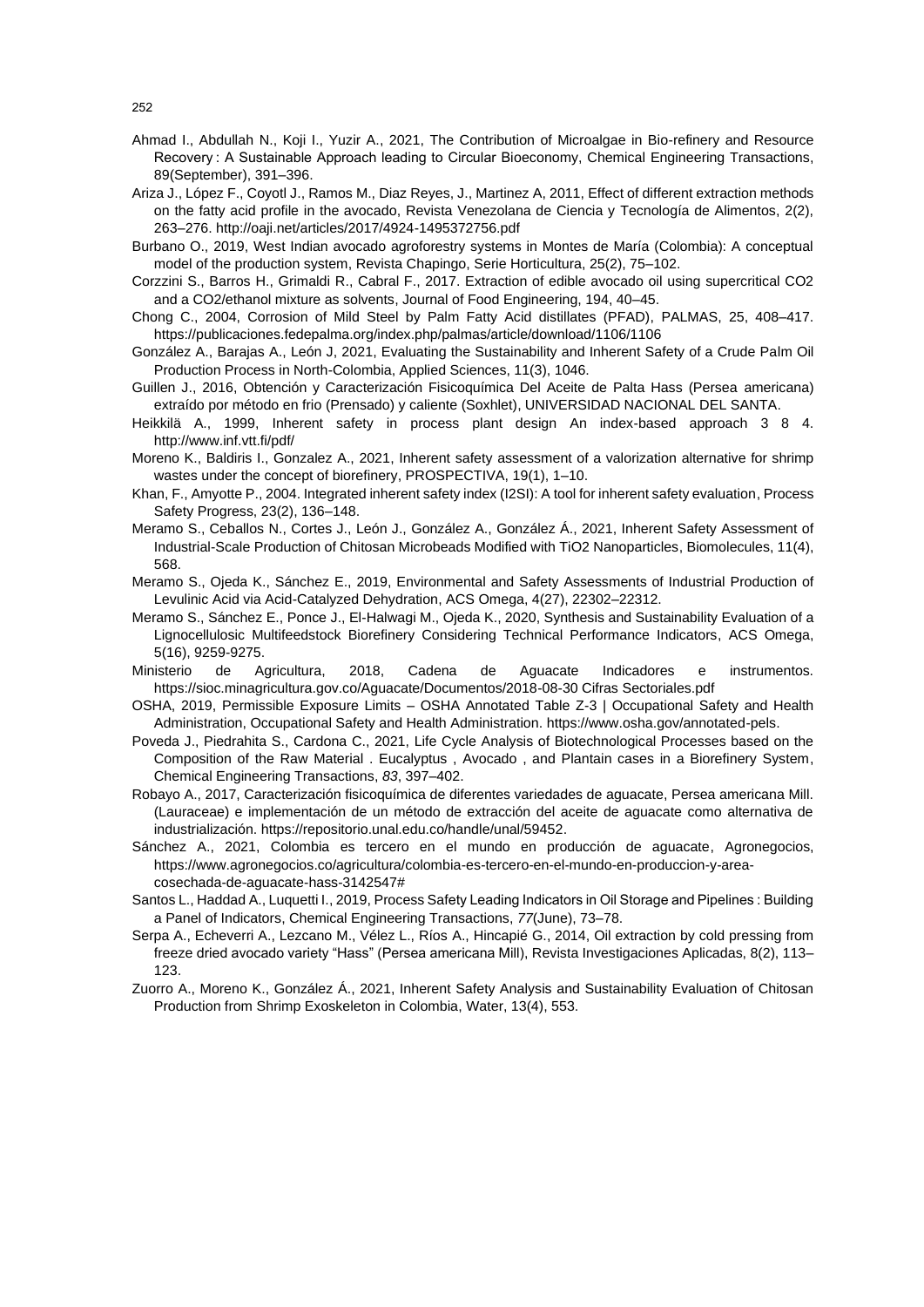Ahmad I., Abdullah N., Koji I., Yuzir A., 2021, The Contribution of Microalgae in Bio-refinery and Resource Recovery : A Sustainable Approach leading to Circular Bioeconomy, Chemical Engineering Transactions, 89(September), 391–396.

Ariza J., López F., Coyotl J., Ramos M., Diaz Reyes, J., Martinez A, 2011, Effect of different extraction methods on the fatty acid profile in the avocado, Revista Venezolana de Ciencia y Tecnología de Alimentos, 2(2), 263–276. http://oaji.net/articles/2017/4924-1495372756.pdf

Burbano O., 2019, West Indian avocado agroforestry systems in Montes de María (Colombia): A conceptual model of the production system, Revista Chapingo, Serie Horticultura, 25(2), 75–102.

Corzzini S., Barros H., Grimaldi R., Cabral F., 2017. Extraction of edible avocado oil using supercritical CO2 and a CO2/ethanol mixture as solvents, Journal of Food Engineering, 194, 40–45.

Chong C., 2004, Corrosion of Mild Steel by Palm Fatty Acid distillates (PFAD), PALMAS, 25, 408–417. https://publicaciones.fedepalma.org/index.php/palmas/article/download/1106/1106

González A., Barajas A., León J, 2021, Evaluating the Sustainability and Inherent Safety of a Crude Palm Oil Production Process in North-Colombia, Applied Sciences, 11(3), 1046.

Guillen J., 2016, Obtención y Caracterización Fisicoquímica Del Aceite de Palta Hass (Persea americana) extraído por método en frio (Prensado) y caliente (Soxhlet), UNIVERSIDAD NACIONAL DEL SANTA.

Heikkilä A., 1999, Inherent safety in process plant design An index-based approach 3 8 4. http://www.inf.vtt.fi/pdf/

Moreno K., Baldiris I., Gonzalez A., 2021, Inherent safety assessment of a valorization alternative for shrimp wastes under the concept of biorefinery, PROSPECTIVA, 19(1), 1–10.

Khan, F., Amyotte P., 2004. Integrated inherent safety index (I2SI): A tool for inherent safety evaluation, Process Safety Progress, 23(2), 136–148.

Meramo S., Ceballos N., Cortes J., León J., González A., González Á., 2021, Inherent Safety Assessment of Industrial-Scale Production of Chitosan Microbeads Modified with TiO2 Nanoparticles, Biomolecules, 11(4), 568.

Meramo S., Ojeda K., Sánchez E., 2019, Environmental and Safety Assessments of Industrial Production of Levulinic Acid via Acid-Catalyzed Dehydration, ACS Omega, 4(27), 22302–22312.

Meramo S., Sánchez E., Ponce J., El-Halwagi M., Ojeda K., 2020, Synthesis and Sustainability Evaluation of a Lignocellulosic Multifeedstock Biorefinery Considering Technical Performance Indicators, ACS Omega, 5(16), 9259-9275.

Ministerio de Agricultura, 2018, Cadena de Aguacate Indicadores e instrumentos. https://sioc.minagricultura.gov.co/Aguacate/Documentos/2018-08-30 Cifras Sectoriales.pdf

OSHA, 2019, Permissible Exposure Limits – OSHA Annotated Table Z-3 | Occupational Safety and Health Administration, Occupational Safety and Health Administration. https://www.osha.gov/annotated-pels.

Poveda J., Piedrahita S., Cardona C., 2021, Life Cycle Analysis of Biotechnological Processes based on the Composition of the Raw Material . Eucalyptus , Avocado , and Plantain cases in a Biorefinery System, Chemical Engineering Transactions, *83*, 397–402.

Robayo A., 2017, Caracterización fisicoquímica de diferentes variedades de aguacate, Persea americana Mill. (Lauraceae) e implementación de un método de extracción del aceite de aguacate como alternativa de industrialización. https://repositorio.unal.edu.co/handle/unal/59452.

Sánchez A., 2021, Colombia es tercero en el mundo en producción de aguacate, Agronegocios, https://www.agronegocios.co/agricultura/colombia-es-tercero-en-el-mundo-en-produccion-y-area-cosechada-de-aguacate-hass-3142547#

Santos L., Haddad A., Luquetti I., 2019, Process Safety Leading Indicators in Oil Storage and Pipelines : Building a Panel of Indicators, Chemical Engineering Transactions, *77*(June), 73–78.

Serpa A., Echeverri A., Lezcano M., Vélez L., Ríos A., Hincapié G., 2014, Oil extraction by cold pressing from freeze dried avocado variety "Hass" (Persea americana Mill), Revista Investigaciones Aplicadas, 8(2), 113–123.

Zuorro A., Moreno K., González Á., 2021, Inherent Safety Analysis and Sustainability Evaluation of Chitosan Production from Shrimp Exoskeleton in Colombia, Water, 13(4), 553.